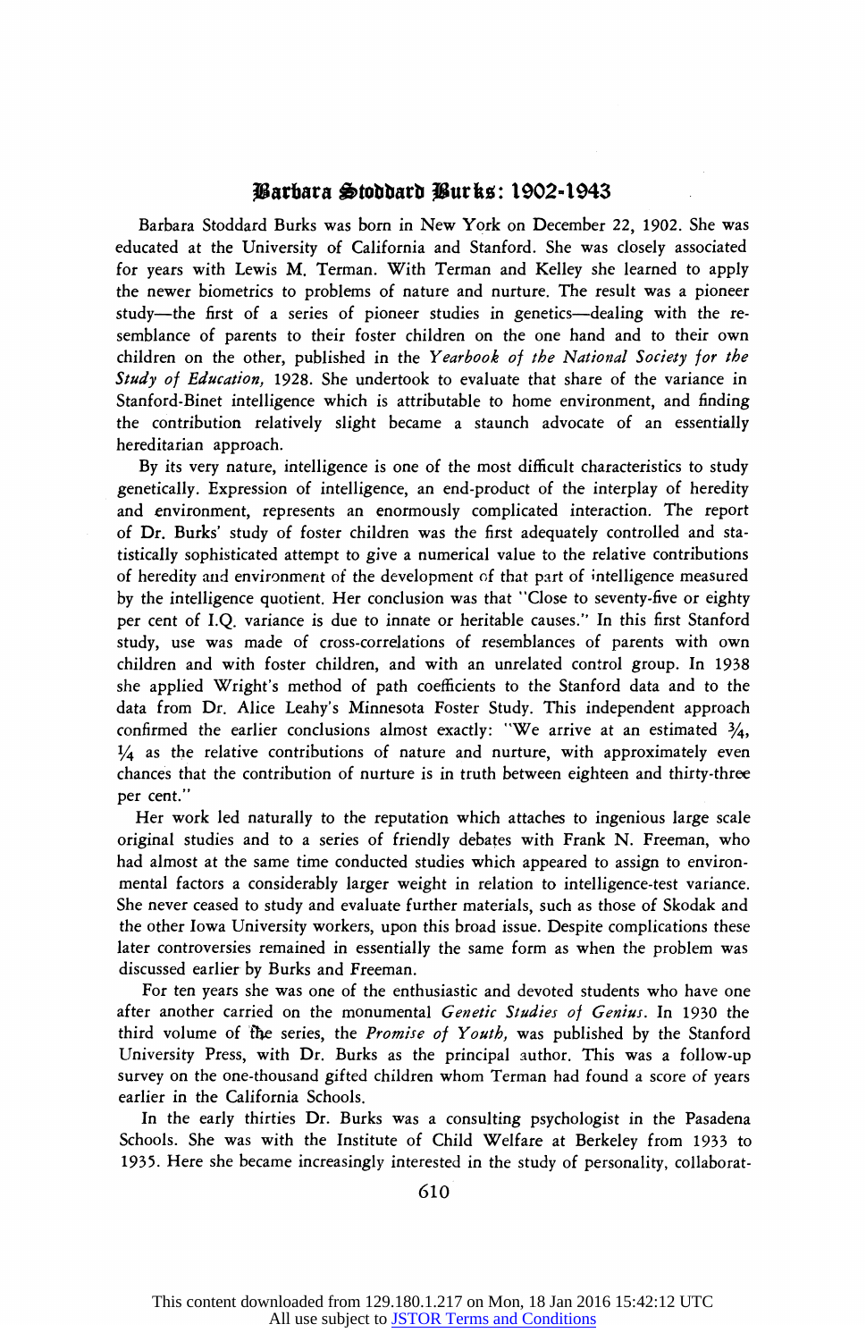# Barbara Stoddard Burks: 1902-1943

Barbara Stoddard Burks was born in New York on December 22, 1902. She was educated at the University of California and Stanford. She was closely associated for years with Lewis M. Terman. With Terman and Kelley she learned to apply the newer biometrics to problems of nature and nurture. The result was a pioneer study—the first of a series of pioneer studies in genetics—dealing with the resemblance of parents to their foster children on the one hand and to their own children on the other, published in the *Yearbook of the National Society for the Study of Education,* 1928. She undertook to evaluate that share of the variance in Stanford-Binet intelligence which is attributable to home environment, and finding the contribution relatively slight became a staunch advocate of an essentially hereditarian approach.

By its very nature, intelligence is one of the most difficult characteristics to study genetically. Expression of intelligence, an end-product of the interplay of heredity and environment, represents an enormously complicated interaction. The report of Dr. Burks' study of foster children was the first adequately controlled and statistically sophisticated attempt to give a numerical value to the relative contributions of heredity and environment of the development of that part of intelligence measured by the intelligence quotient. Her conclusion was that "Close to seventy-five or eighty per cent of I.Q. variance is due to innate or heritable causes." In this first Stanford study, use was made of cross-correlations of resemblances of parents with own children and with foster children, and with an unrelated control group. In 1938 she applied Wright's method of path coefficients to the Stanford data and to the data from Dr. Alice Leahy's Minnesota Foster Study. This independent approach confirmed the earlier conclusions almost exactly: "We arrive at an estimated ¾, ¼ as the relative contributions of nature and nurture, with approximately even chances that the contribution of nurture is in truth between eighteen and thirty-three per cent."

Her work led naturally to the reputation which attaches to ingenious large scale original studies and to a series of friendly debates with Frank N. Freeman, who had almost at the same time conducted studies which appeared to assign to environmental factors a considerably larger weight in relation to intelligence-test variance. She never ceased to study and evaluate further materials, such as those of Skodak and the other Iowa University workers, upon this broad issue. Despite complications these later controversies remained in essentially the same form as when the problem was discussed earlier by Burks and Freeman.

For ten years she was one of the enthusiastic and devoted students who have one after another carried on the monumental *Genetic Studies of Genius.* In 1930 the third volume of the series, the *Promise of Youth,* was published by the Stanford University Press, with Dr. Burks as the principal author. This was a follow-up survey on the one-thousand gifted children whom Terman had found a score of years earlier in the California Schools.

In the early thirties Dr. Burks was a consulting psychologist in the Pasadena Schools. She was with the Institute of Child Welfare at Berkeley from 1933 to 1935. Here she became increasingly interested in the study of personality, collaborat-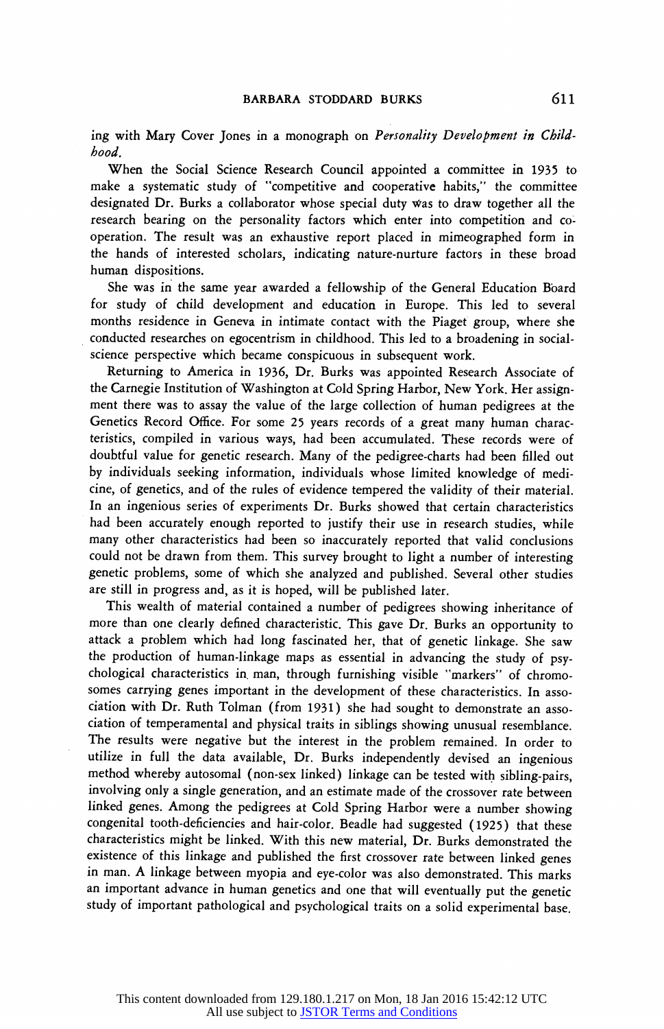ing with Mary Cover Jones in a monograph on *Personality Development in Childhood.*

When the Social Science Research Council appointed a committee in 1935 to make a systematic study of "competitive and cooperative habits," the committee designated Dr. Burks a collaborator whose special duty was to draw together all the research bearing on the personality factors which enter into competition and co-operation. The result was an exhaustive report placed in mimeographed form in the hands of interested scholars, indicating nature-nurture factors in these broad human dispositions.

She was in the same year awarded a fellowship of the General Education Board for study of child development and education in Europe. This led to several months residence in Geneva in intimate contact with the Piaget group, where she conducted researches on egocentrism in childhood. This led to a broadening in social-science perspective which became conspicuous in subsequent work.

Returning to America in 1936, Dr. Burks was appointed Research Associate of the Carnegie Institution of Washington at Cold Spring Harbor, New York. Her assignment there was to assay the value of the large collection of human pedigrees at the Genetics Record Office. For some 25 years records of a great many human characteristics, compiled in various ways, had been accumulated. These records were of doubtful value for genetic research. Many of the pedigree-charts had been filled out by individuals seeking information, individuals whose limited knowledge of medicine, of genetics, and of the rules of evidence tempered the validity of their material. In an ingenious series of experiments Dr. Burks showed that certain characteristics had been accurately enough reported to justify their use in research studies, while many other characteristics had been so inaccurately reported that valid conclusions could not be drawn from them. This survey brought to light a number of interesting genetic problems, some of which she analyzed and published. Several other studies are still in progress and, as it is hoped, will be published later.

This wealth of material contained a number of pedigrees showing inheritance of more than one clearly defined characteristic. This gave Dr. Burks an opportunity to attack a problem which had long fascinated her, that of genetic linkage. She saw the production of human-linkage maps as essential in advancing the study of psychological characteristics in man, through furnishing visible "markers" of chromosomes carrying genes important in the development of these characteristics. In association with Dr. Ruth Tolman (from 1931) she had sought to demonstrate an association of temperamental and physical traits in siblings showing unusual resemblance. The results were negative but the interest in the problem remained. In order to utilize in full the data available, Dr. Burks independently devised an ingenious method whereby autosomal (non-sex linked) linkage can be tested with sibling-pairs, involving only a single generation, and an estimate made of the crossover rate between linked genes. Among the pedigrees at Cold Spring Harbor were a number showing congenital tooth-deficiencies and hair-color. Beadle had suggested (1925) that these characteristics might be linked. With this new material, Dr. Burks demonstrated the existence of this linkage and published the first crossover rate between linked genes in man. A linkage between myopia and eye-color was also demonstrated. This marks an important advance in human genetics and one that will eventually put the genetic study of important pathological and psychological traits on a solid experimental base.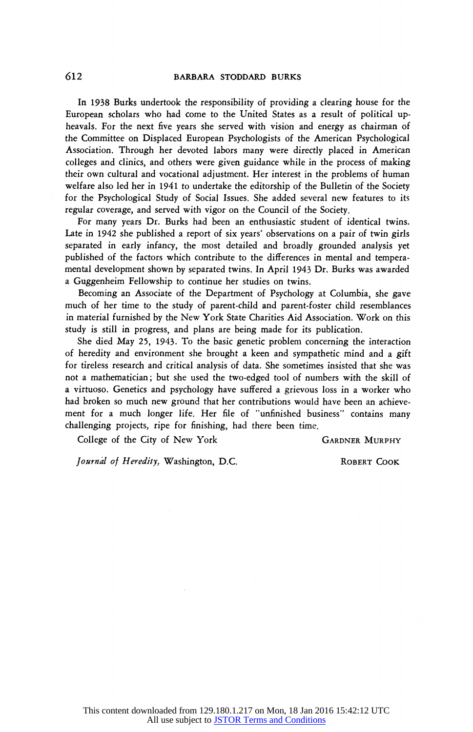In 1938 Burks undertook the responsibility of providing a clearing house for the European scholars who had come to the United States as a result of political upheavals. For the next five years she served with vision and energy as chairman of the Committee on Displaced European Psychologists of the American Psychological Association. Through her devoted labors many were directly placed in American colleges and clinics, and others were given guidance while in the process of making their own cultural and vocational adjustment. Her interest in the problems of human welfare also led her in 1941 to undertake the editorship of the Bulletin of the Society for the Psychological Study of Social Issues. She added several new features to its regular coverage, and served with vigor on the Council of the Society.

For many years Dr. Burks had been an enthusiastic student of identical twins. Late in 1942 she published a report of six years' observations on a pair of twin girls separated in early infancy, the most detailed and broadly grounded analysis yet published of the factors which contribute to the differences in mental and temperamental development shown by separated twins. In April 1943 Dr. Burks was awarded a Guggenheim Fellowship to continue her studies on twins.

Becoming an Associate of the Department of Psychology at Columbia, she gave much of her time to the study of parent-child and parent-foster child resemblances in material furnished by the New York State Charities Aid Association. Work on this study is still in progress, and plans are being made for its publication.

She died May 25, 1943. To the basic genetic problem concerning the interaction of heredity and environment she brought a keen and sympathetic mind and a gift for tireless research and critical analysis of data. She sometimes insisted that she was not a mathematician; but she used the two-edged tool of numbers with the skill of a virtuoso. Genetics and psychology have suffered a grievous loss in a worker who had broken so much new ground that her contributions would have been an achievement for a much longer life. Her file of "unfinished business" contains many challenging projects, ripe for finishing, had there been time.

College of the City of New York — GARDNER MURPHY

*Journal of Heredity,* Washington, D.C. — ROBERT COOK